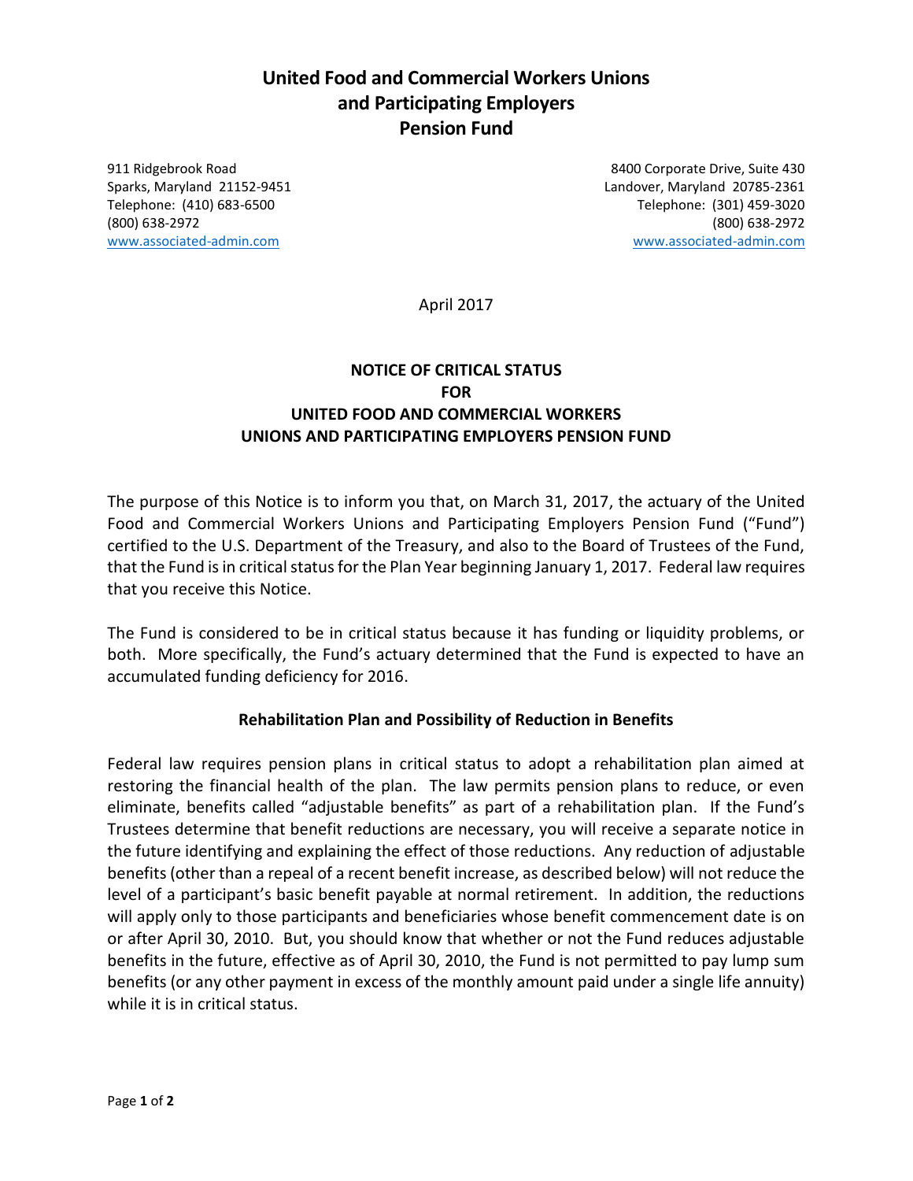# United Food and Commercial Workers Unions and Participating Employers Pension Fund

911 Ridgebrook Road
Sparks, Maryland 21152-9451
Telephone: (410) 683-6500
(800) 638-2972
www.associated-admin.com

8400 Corporate Drive, Suite 430
Landover, Maryland 20785-2361
Telephone: (301) 459-3020
(800) 638-2972
www.associated-admin.com

April 2017

## NOTICE OF CRITICAL STATUS FOR UNITED FOOD AND COMMERCIAL WORKERS UNIONS AND PARTICIPATING EMPLOYERS PENSION FUND

The purpose of this Notice is to inform you that, on March 31, 2017, the actuary of the United Food and Commercial Workers Unions and Participating Employers Pension Fund ("Fund") certified to the U.S. Department of the Treasury, and also to the Board of Trustees of the Fund, that the Fund is in critical status for the Plan Year beginning January 1, 2017. Federal law requires that you receive this Notice.

The Fund is considered to be in critical status because it has funding or liquidity problems, or both. More specifically, the Fund's actuary determined that the Fund is expected to have an accumulated funding deficiency for 2016.

### Rehabilitation Plan and Possibility of Reduction in Benefits

Federal law requires pension plans in critical status to adopt a rehabilitation plan aimed at restoring the financial health of the plan. The law permits pension plans to reduce, or even eliminate, benefits called "adjustable benefits" as part of a rehabilitation plan. If the Fund's Trustees determine that benefit reductions are necessary, you will receive a separate notice in the future identifying and explaining the effect of those reductions. Any reduction of adjustable benefits (other than a repeal of a recent benefit increase, as described below) will not reduce the level of a participant's basic benefit payable at normal retirement. In addition, the reductions will apply only to those participants and beneficiaries whose benefit commencement date is on or after April 30, 2010. But, you should know that whether or not the Fund reduces adjustable benefits in the future, effective as of April 30, 2010, the Fund is not permitted to pay lump sum benefits (or any other payment in excess of the monthly amount paid under a single life annuity) while it is in critical status.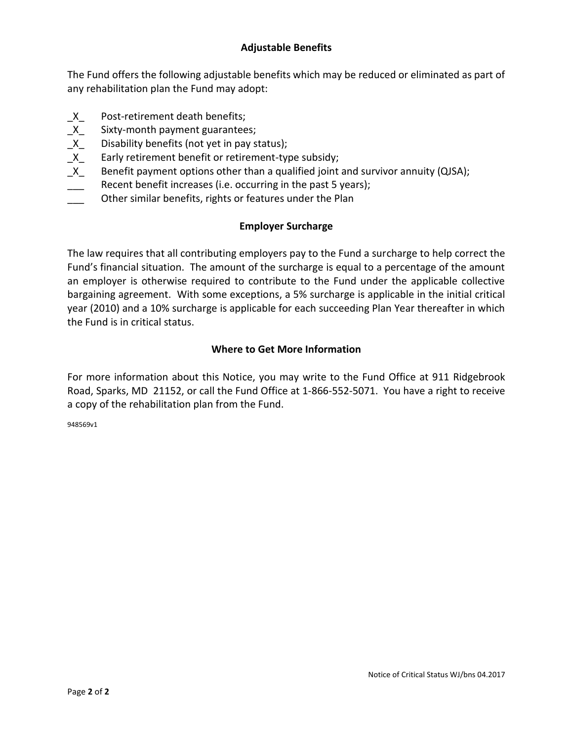## Adjustable Benefits

The Fund offers the following adjustable benefits which may be reduced or eliminated as part of any rehabilitation plan the Fund may adopt:

_X_ Post-retirement death benefits;
_X_ Sixty-month payment guarantees;
_X_ Disability benefits (not yet in pay status);
_X_ Early retirement benefit or retirement-type subsidy;
_X_ Benefit payment options other than a qualified joint and survivor annuity (QJSA);
___ Recent benefit increases (i.e. occurring in the past 5 years);
___ Other similar benefits, rights or features under the Plan

## Employer Surcharge

The law requires that all contributing employers pay to the Fund a surcharge to help correct the Fund's financial situation. The amount of the surcharge is equal to a percentage of the amount an employer is otherwise required to contribute to the Fund under the applicable collective bargaining agreement. With some exceptions, a 5% surcharge is applicable in the initial critical year (2010) and a 10% surcharge is applicable for each succeeding Plan Year thereafter in which the Fund is in critical status.

## Where to Get More Information

For more information about this Notice, you may write to the Fund Office at 911 Ridgebrook Road, Sparks, MD 21152, or call the Fund Office at 1-866-552-5071. You have a right to receive a copy of the rehabilitation plan from the Fund.

948569v1

Notice of Critical Status WJ/bns 04.2017